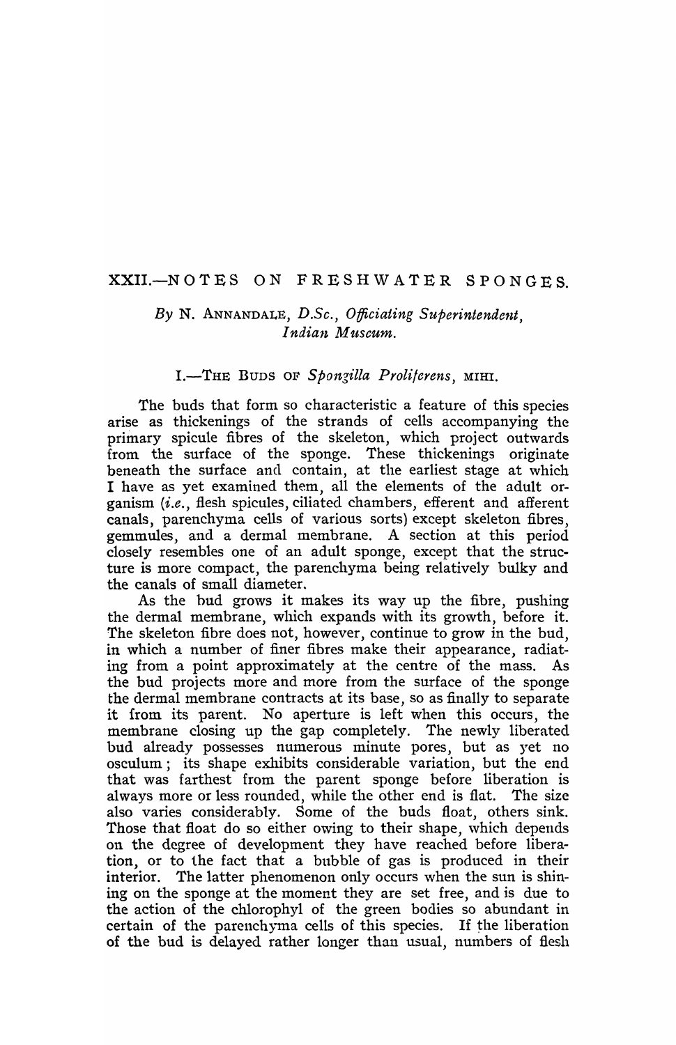# XXII.—NOTES ON FRESHWATER SPONGES.

*By* N. ANNANDALE, *D.Sc., Officiating Superintendent, Indian Museum.*

## I.—THE BUDS OF *Spongilla Proliferens*, MIHI.

The buds that form so characteristic a feature of this species arise as thickenings of the strands of cells accompanying the primary spicule fibres of the skeleton, which project outwards from the surface of the sponge. These thickenings originate beneath the surface and contain, at the earliest stage at which I have as yet examined them, all the elements of the adult organism (*i.e.*, flesh spicules, ciliated chambers, efferent and afferent canals, parenchyma cells of various sorts) except skeleton fibres, gemmules, and a dermal membrane. A section at this period closely resembles one of an adult sponge, except that the structure is more compact, the parenchyma being relatively bulky and the canals of small diameter.

As the bud grows it makes its way up the fibre, pushing the dermal membrane, which expands with its growth, before it. The skeleton fibre does not, however, continue to grow in the bud, in which a number of finer fibres make their appearance, radiating from a point approximately at the centre of the mass. As the bud projects more and more from the surface of the sponge the dermal membrane contracts at its base, so as finally to separate it from its parent. No aperture is left when this occurs, the membrane closing up the gap completely. The newly liberated bud already possesses numerous minute pores, but as yet no osculum; its shape exhibits considerable variation, but the end that was farthest from the parent sponge before liberation is always more or less rounded, while the other end is flat. The size also varies considerably. Some of the buds float, others sink. Those that float do so either owing to their shape, which depends on the degree of development they have reached before liberation, or to the fact that a bubble of gas is produced in their interior. The latter phenomenon only occurs when the sun is shining on the sponge at the moment they are set free, and is due to the action of the chlorophyl of the green bodies so abundant in certain of the parenchyma cells of this species. If the liberation of the bud is delayed rather longer than usual, numbers of flesh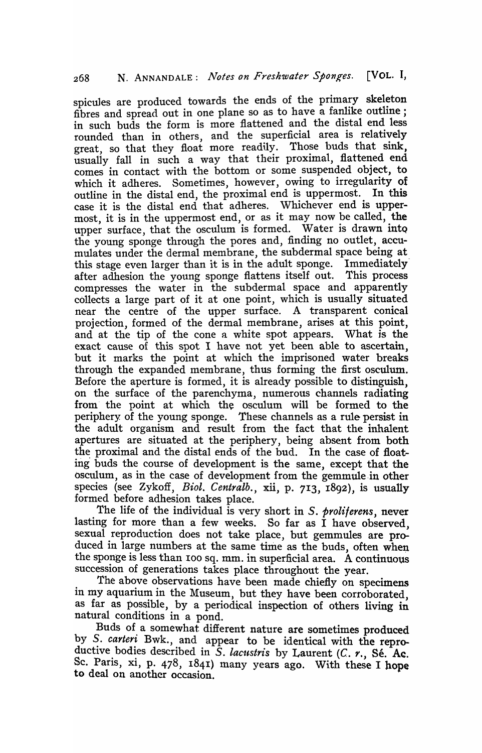spicules are produced towards the ends of the primary skeleton fibres and spread out in one plane so as to have a fanlike outline; in such buds the form is more flattened and the distal end less rounded than in others, and the superficial area is relatively great, so that they float more readily. Those buds that sink, usually fall in such a way that their proximal, flattened end comes in contact with the bottom or some suspended object, to which it adheres. Sometimes, however, owing to irregularity of outline in the distal end, the proximal end is uppermost. In this case it is the distal end that adheres. Whichever end is uppermost, it is in the uppermost end, or as it may now be called, the upper surface, that the osculum is formed. Water is drawn into the young sponge through the pores and, finding no outlet, accumulates under the dermal membrane, the subdermal space being at this stage even larger than it is in the adult sponge. Immediately after adhesion the young sponge flattens itself out. This process compresses the water in the subdermal space and apparently collects a large part of it at one point, which is usually situated near the centre of the upper surface. A transparent conical projection, formed of the dermal membrane, arises at this point, and at the tip of the cone a white spot appears. What is the exact cause of this spot I have not yet been able to ascertain, but it marks the point at which the imprisoned water breaks through the expanded membrane, thus forming the first osculum. Before the aperture is formed, it is already possible to distinguish, on the surface of the parenchyma, numerous channels radiating from the point at which the osculum will be formed to the periphery of the young sponge. These channels as a rule persist in the adult organism and result from the fact that the inhalent apertures are situated at the periphery, being absent from both the proximal and the distal ends of the bud. In the case of floating buds the course of development is the same, except that the osculum, as in the case of development from the gemmule in other species (see Zykoff, *Biol. Centralb.*, xii, p. 713, 1892), is usually formed before adhesion takes place.

The life of the individual is very short in *S. proliferens*, never lasting for more than a few weeks. So far as I have observed, sexual reproduction does not take place, but gemmules are produced in large numbers at the same time as the buds, often when the sponge is less than 100 sq. mm. in superficial area. A continuous succession of generations takes place throughout the year.

The above observations have been made chiefly on specimens in my aquarium in the Museum, but they have been corroborated, as far as possible, by a periodical inspection of others living in natural conditions in a pond.

Buds of a somewhat different nature are sometimes produced by *S. carteri* Bwk., and appear to be identical with the reproductive bodies described in *S. lacustris* by Laurent (*C. r.*, Sé. Ac. Sc. Paris, xi, p. 478, 1841) many years ago. With these I hope to deal on another occasion.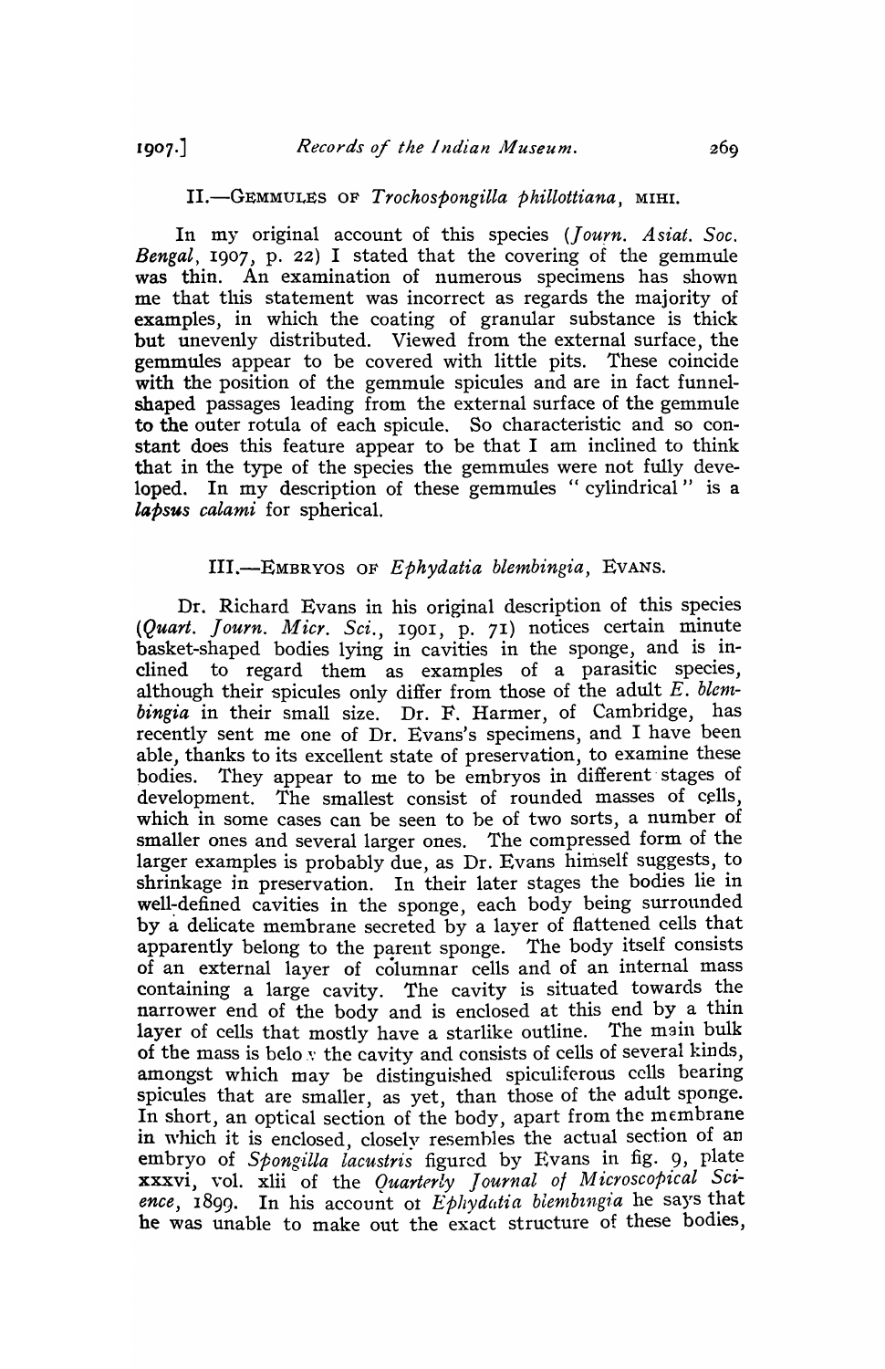## II.—GEMMULES OF *Trochospongilla phillottiana*, MIHI.

In my original account of this species (*Journ. Asiat. Soc. Bengal*, 1907, p. 22) I stated that the covering of the gemmule was thin. An examination of numerous specimens has shown me that this statement was incorrect as regards the majority of examples, in which the coating of granular substance is thick but unevenly distributed. Viewed from the external surface, the gemmules appear to be covered with little pits. These coincide with the position of the gemmule spicules and are in fact funnel-shaped passages leading from the external surface of the gemmule to the outer rotula of each spicule. So characteristic and so constant does this feature appear to be that I am inclined to think that in the type of the species the gemmules were not fully developed. In my description of these gemmules "cylindrical" is a *lapsus calami* for spherical.

## III.—EMBRYOS OF *Ephydatia blembingia*, EVANS.

Dr. Richard Evans in his original description of this species (*Quart. Journ. Micr. Sci.*, 1901, p. 71) notices certain minute basket-shaped bodies lying in cavities in the sponge, and is inclined to regard them as examples of a parasitic species, although their spicules only differ from those of the adult *E. blembingia* in their small size. Dr. F. Harmer, of Cambridge, has recently sent me one of Dr. Evans's specimens, and I have been able, thanks to its excellent state of preservation, to examine these bodies. They appear to me to be embryos in different stages of development. The smallest consist of rounded masses of cells, which in some cases can be seen to be of two sorts, a number of smaller ones and several larger ones. The compressed form of the larger examples is probably due, as Dr. Evans himself suggests, to shrinkage in preservation. In their later stages the bodies lie in well-defined cavities in the sponge, each body being surrounded by a delicate membrane secreted by a layer of flattened cells that apparently belong to the parent sponge. The body itself consists of an external layer of columnar cells and of an internal mass containing a large cavity. The cavity is situated towards the narrower end of the body and is enclosed at this end by a thin layer of cells that mostly have a starlike outline. The main bulk of the mass is below the cavity and consists of cells of several kinds, amongst which may be distinguished spiculiferous cells bearing spicules that are smaller, as yet, than those of the adult sponge. In short, an optical section of the body, apart from the membrane in which it is enclosed, closely resembles the actual section of an embryo of *Spongilla lacustris* figured by Evans in fig. 9, plate xxxvi, vol. xlii of the *Quarterly Journal of Microscopical Science*, 1899. In his account of *Ephydatia blembingia* he says that he was unable to make out the exact structure of these bodies,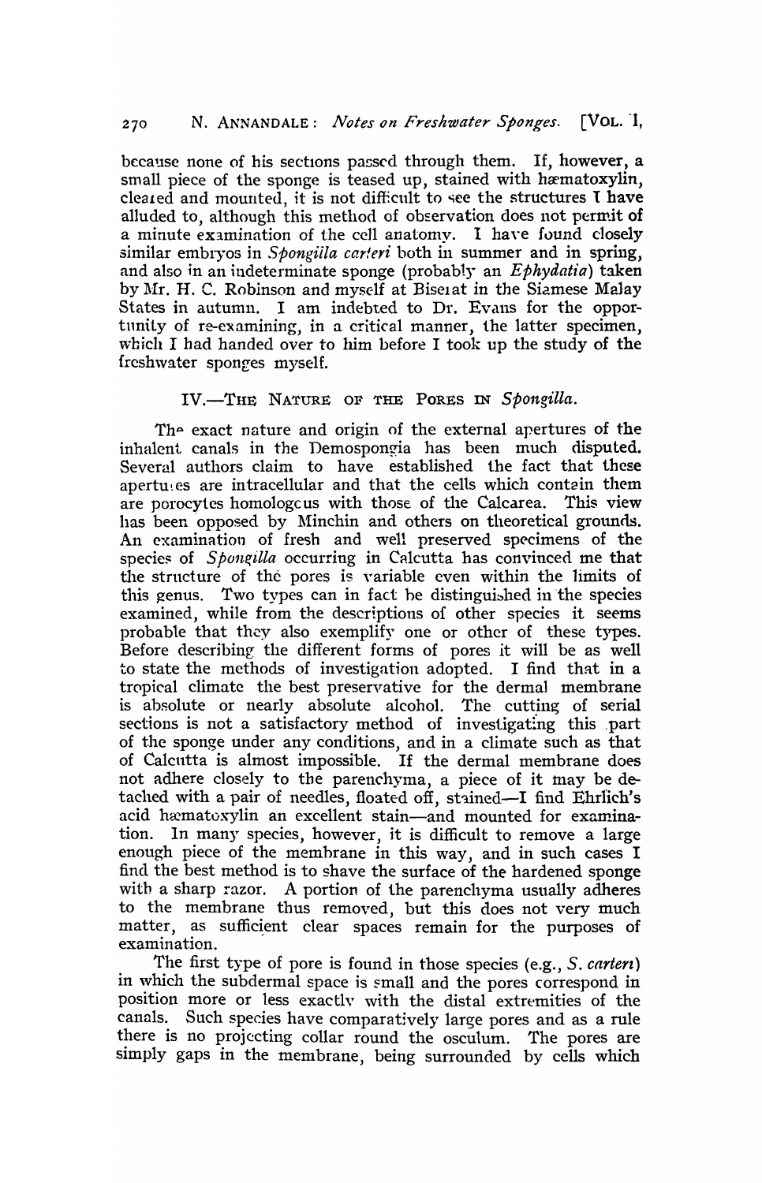because none of his sections passed through them. If, however, a small piece of the sponge is teased up, stained with hæmatoxylin, cleared and mounted, it is not difficult to see the structures I have alluded to, although this method of observation does not permit of a minute examination of the cell anatomy. I have found closely similar embryos in *Spongilla carteri* both in summer and in spring, and also in an indeterminate sponge (probably an *Ephydatia*) taken by Mr. H. C. Robinson and myself at Biserat in the Siamese Malay States in autumn. I am indebted to Dr. Evans for the opportunity of re-examining, in a critical manner, the latter specimen, which I had handed over to him before I took up the study of the freshwater sponges myself.

## IV.—The Nature of the Pores in *Spongilla*.

The exact nature and origin of the external apertures of the inhalent canals in the Demospongia has been much disputed. Several authors claim to have established the fact that these apertures are intracellular and that the cells which contain them are porocytes homologous with those of the Calcarea. This view has been opposed by Minchin and others on theoretical grounds. An examination of fresh and well preserved specimens of the species of *Spongilla* occurring in Calcutta has convinced me that the structure of the pores is variable even within the limits of this genus. Two types can in fact be distinguished in the species examined, while from the descriptions of other species it seems probable that they also exemplify one or other of these types. Before describing the different forms of pores it will be as well to state the methods of investigation adopted. I find that in a tropical climate the best preservative for the dermal membrane is absolute or nearly absolute alcohol. The cutting of serial sections is not a satisfactory method of investigating this part of the sponge under any conditions, and in a climate such as that of Calcutta is almost impossible. If the dermal membrane does not adhere closely to the parenchyma, a piece of it may be detached with a pair of needles, floated off, stained—I find Ehrlich's acid hæmatoxylin an excellent stain—and mounted for examination. In many species, however, it is difficult to remove a large enough piece of the membrane in this way, and in such cases I find the best method is to shave the surface of the hardened sponge with a sharp razor. A portion of the parenchyma usually adheres to the membrane thus removed, but this does not very much matter, as sufficient clear spaces remain for the purposes of examination.

The first type of pore is found in those species (e.g., *S. carteri*) in which the subdermal space is small and the pores correspond in position more or less exactly with the distal extremities of the canals. Such species have comparatively large pores and as a rule there is no projecting collar round the osculum. The pores are simply gaps in the membrane, being surrounded by cells which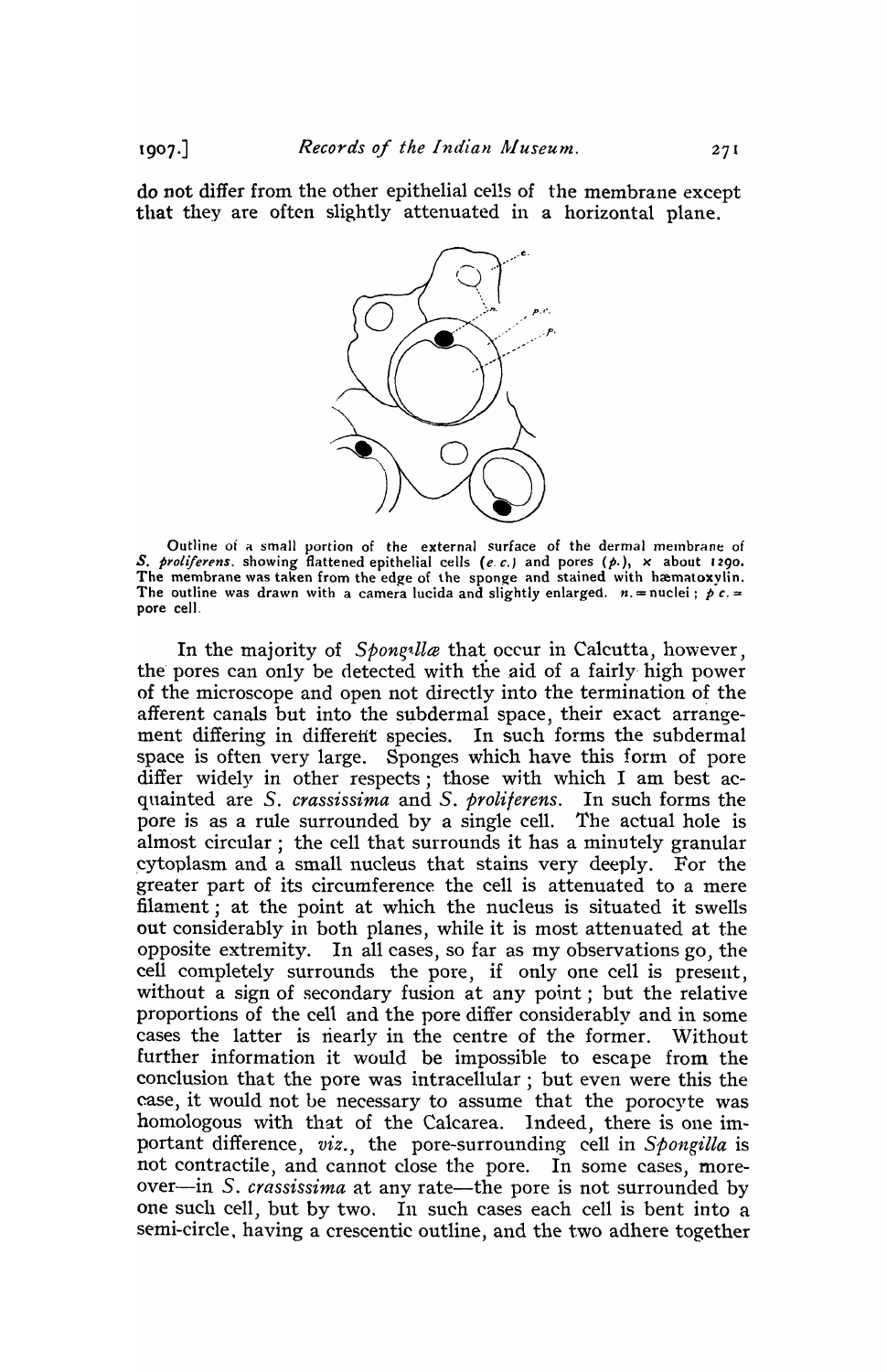do not differ from the other epithelial cells of the membrane except that they are often slightly attenuated in a horizontal plane.

Outline of a small portion of the external surface of the dermal membrane of *S. proliferens*. showing flattened epithelial cells (*e. c.*) and pores (*p.*), × about 1290. The membrane was taken from the edge of the sponge and stained with hæmatoxylin. The outline was drawn with a camera lucida and slightly enlarged. *n.* = nuclei ; *p c.* = pore cell.

In the majority of *Spongillæ* that occur in Calcutta, however, the pores can only be detected with the aid of a fairly high power of the microscope and open not directly into the termination of the afferent canals but into the subdermal space, their exact arrangement differing in different species. In such forms the subdermal space is often very large. Sponges which have this form of pore differ widely in other respects ; those with which I am best acquainted are *S. crassissima* and *S. proliferens*. In such forms the pore is as a rule surrounded by a single cell. The actual hole is almost circular ; the cell that surrounds it has a minutely granular cytoplasm and a small nucleus that stains very deeply. For the greater part of its circumference the cell is attenuated to a mere filament ; at the point at which the nucleus is situated it swells out considerably in both planes, while it is most attenuated at the opposite extremity. In all cases, so far as my observations go, the cell completely surrounds the pore, if only one cell is present, without a sign of secondary fusion at any point ; but the relative proportions of the cell and the pore differ considerably and in some cases the latter is nearly in the centre of the former. Without further information it would be impossible to escape from the conclusion that the pore was intracellular ; but even were this the case, it would not be necessary to assume that the porocyte was homologous with that of the Calcarea. Indeed, there is one important difference, *viz.*, the pore-surrounding cell in *Spongilla* is not contractile, and cannot close the pore. In some cases, moreover—in *S. crassissima* at any rate—the pore is not surrounded by one such cell, but by two. In such cases each cell is bent into a semi-circle, having a crescentic outline, and the two adhere together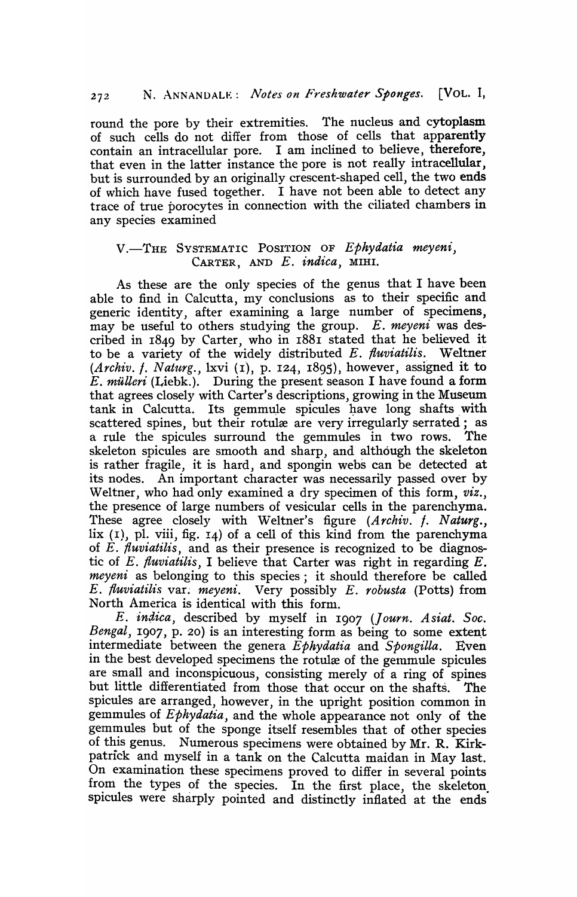round the pore by their extremities. The nucleus and cytoplasm of such cells do not differ from those of cells that apparently contain an intracellular pore. I am inclined to believe, therefore, that even in the latter instance the pore is not really intracellular, but is surrounded by an originally crescent-shaped cell, the two ends of which have fused together. I have not been able to detect any trace of true porocytes in connection with the ciliated chambers in any species examined

## V.—The Systematic Position of *Ephydatia meyeni*, Carter, and *E. indica*, mihi.

As these are the only species of the genus that I have been able to find in Calcutta, my conclusions as to their specific and generic identity, after examining a large number of specimens, may be useful to others studying the group. *E. meyeni* was described in 1849 by Carter, who in 1881 stated that he believed it to be a variety of the widely distributed *E. fluviatilis*. Weltner (*Archiv. f. Naturg.*, lxvi (1), p. 124, 1895), however, assigned it to *E. mülleri* (Liebk.). During the present season I have found a form that agrees closely with Carter's descriptions, growing in the Museum tank in Calcutta. Its gemmule spicules have long shafts with scattered spines, but their rotulæ are very irregularly serrated; as a rule the spicules surround the gemmules in two rows. The skeleton spicules are smooth and sharp, and although the skeleton is rather fragile, it is hard, and spongin webs can be detected at its nodes. An important character was necessarily passed over by Weltner, who had only examined a dry specimen of this form, *viz.*, the presence of large numbers of vesicular cells in the parenchyma. These agree closely with Weltner's figure (*Archiv. f. Naturg.*, lix (1), pl. viii, fig. 14) of a cell of this kind from the parenchyma of *E. fluviatilis*, and as their presence is recognized to be diagnostic of *E. fluviatilis*, I believe that Carter was right in regarding *E. meyeni* as belonging to this species; it should therefore be called *E. fluviatilis* var. *meyeni*. Very possibly *E. robusta* (Potts) from North America is identical with this form.

*E. indica*, described by myself in 1907 (*Journ. Asiat. Soc. Bengal*, 1907, p. 20) is an interesting form as being to some extent intermediate between the genera *Ephydatia* and *Spongilla*. Even in the best developed specimens the rotulæ of the gemmule spicules are small and inconspicuous, consisting merely of a ring of spines but little differentiated from those that occur on the shafts. The spicules are arranged, however, in the upright position common in gemmules of *Ephydatia*, and the whole appearance not only of the gemmules but of the sponge itself resembles that of other species of this genus. Numerous specimens were obtained by Mr. R. Kirkpatrick and myself in a tank on the Calcutta maidan in May last. On examination these specimens proved to differ in several points from the types of the species. In the first place, the skeleton spicules were sharply pointed and distinctly inflated at the ends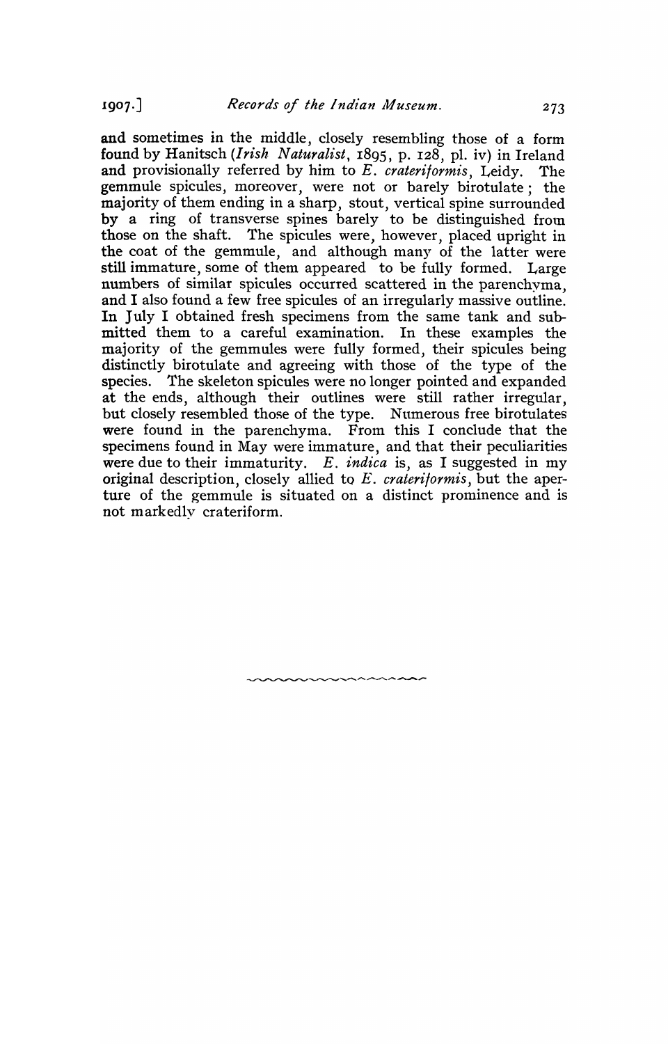and sometimes in the middle, closely resembling those of a form found by Hanitsch (*Irish Naturalist*, 1895, p. 128, pl. iv) in Ireland and provisionally referred by him to *E. crateriformis*, Leidy. The gemmule spicules, moreover, were not or barely birotulate; the majority of them ending in a sharp, stout, vertical spine surrounded by a ring of transverse spines barely to be distinguished from those on the shaft. The spicules were, however, placed upright in the coat of the gemmule, and although many of the latter were still immature, some of them appeared to be fully formed. Large numbers of similar spicules occurred scattered in the parenchyma, and I also found a few free spicules of an irregularly massive outline. In July I obtained fresh specimens from the same tank and submitted them to a careful examination. In these examples the majority of the gemmules were fully formed, their spicules being distinctly birotulate and agreeing with those of the type of the species. The skeleton spicules were no longer pointed and expanded at the ends, although their outlines were still rather irregular, but closely resembled those of the type. Numerous free birotulates were found in the parenchyma. From this I conclude that the specimens found in May were immature, and that their peculiarities were due to their immaturity. *E. indica* is, as I suggested in my original description, closely allied to *E. crateriformis*, but the aperture of the gemmule is situated on a distinct prominence and is not markedly crateriform.